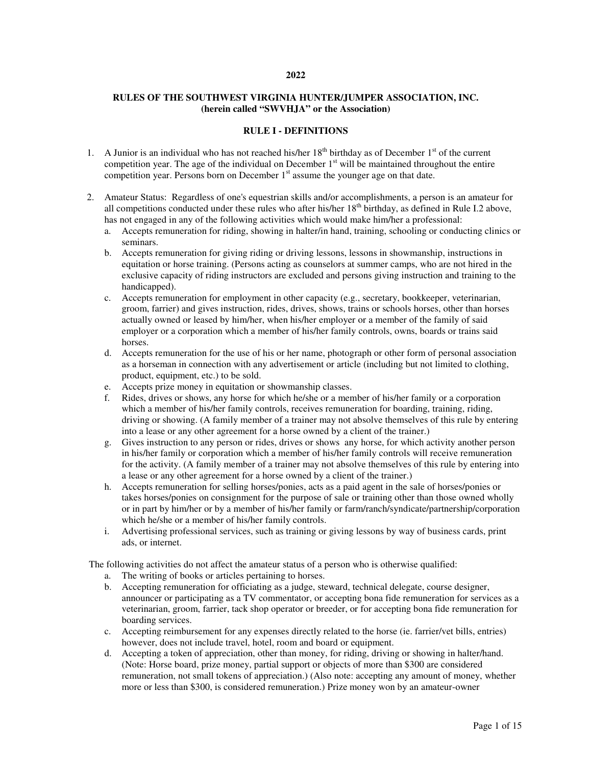**2022**

## RULES OF THE SOUTHWEST VIRGINIA HUNTER/JUMPER ASSOCIATION, INC. (herein called "SWVHJA" or the Association)

### RULE I - DEFINITIONS

1. A Junior is an individual who has not reached his/her 18th birthday as of December 1st of the current competition year. The age of the individual on December 1st will be maintained throughout the entire competition year. Persons born on December 1st assume the younger age on that date.

2. Amateur Status: Regardless of one's equestrian skills and/or accomplishments, a person is an amateur for all competitions conducted under these rules who after his/her 18th birthday, as defined in Rule I.2 above, has not engaged in any of the following activities which would make him/her a professional:
   a. Accepts remuneration for riding, showing in halter/in hand, training, schooling or conducting clinics or seminars.
   b. Accepts remuneration for giving riding or driving lessons, lessons in showmanship, instructions in equitation or horse training. (Persons acting as counselors at summer camps, who are not hired in the exclusive capacity of riding instructors are excluded and persons giving instruction and training to the handicapped).
   c. Accepts remuneration for employment in other capacity (e.g., secretary, bookkeeper, veterinarian, groom, farrier) and gives instruction, rides, drives, shows, trains or schools horses, other than horses actually owned or leased by him/her, when his/her employer or a member of the family of said employer or a corporation which a member of his/her family controls, owns, boards or trains said horses.
   d. Accepts remuneration for the use of his or her name, photograph or other form of personal association as a horseman in connection with any advertisement or article (including but not limited to clothing, product, equipment, etc.) to be sold.
   e. Accepts prize money in equitation or showmanship classes.
   f. Rides, drives or shows, any horse for which he/she or a member of his/her family or a corporation which a member of his/her family controls, receives remuneration for boarding, training, riding, driving or showing. (A family member of a trainer may not absolve themselves of this rule by entering into a lease or any other agreement for a horse owned by a client of the trainer.)
   g. Gives instruction to any person or rides, drives or shows any horse, for which activity another person in his/her family or corporation which a member of his/her family controls will receive remuneration for the activity. (A family member of a trainer may not absolve themselves of this rule by entering into a lease or any other agreement for a horse owned by a client of the trainer.)
   h. Accepts remuneration for selling horses/ponies, acts as a paid agent in the sale of horses/ponies or takes horses/ponies on consignment for the purpose of sale or training other than those owned wholly or in part by him/her or by a member of his/her family or farm/ranch/syndicate/partnership/corporation which he/she or a member of his/her family controls.
   i. Advertising professional services, such as training or giving lessons by way of business cards, print ads, or internet.

The following activities do not affect the amateur status of a person who is otherwise qualified:
   a. The writing of books or articles pertaining to horses.
   b. Accepting remuneration for officiating as a judge, steward, technical delegate, course designer, announcer or participating as a TV commentator, or accepting bona fide remuneration for services as a veterinarian, groom, farrier, tack shop operator or breeder, or for accepting bona fide remuneration for boarding services.
   c. Accepting reimbursement for any expenses directly related to the horse (ie. farrier/vet bills, entries) however, does not include travel, hotel, room and board or equipment.
   d. Accepting a token of appreciation, other than money, for riding, driving or showing in halter/hand. (Note: Horse board, prize money, partial support or objects of more than $300 are considered remuneration, not small tokens of appreciation.) (Also note: accepting any amount of money, whether more or less than $300, is considered remuneration.) Prize money won by an amateur-owner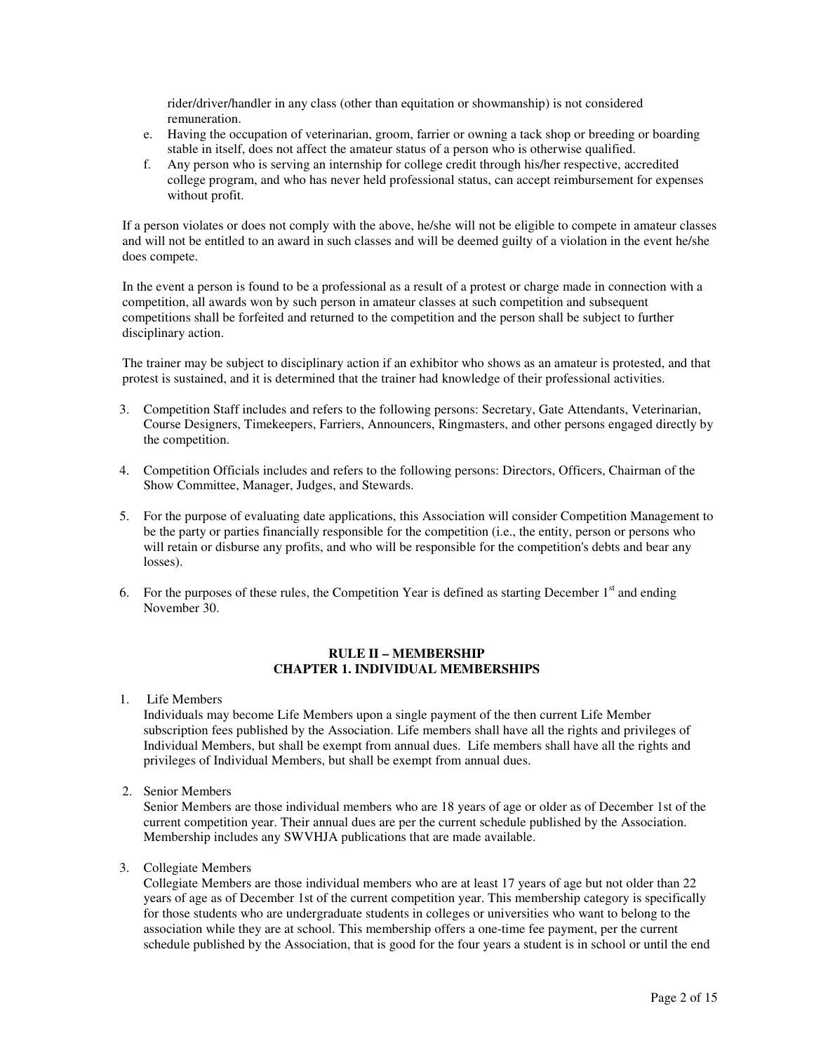rider/driver/handler in any class (other than equitation or showmanship) is not considered remuneration.

e. Having the occupation of veterinarian, groom, farrier or owning a tack shop or breeding or boarding stable in itself, does not affect the amateur status of a person who is otherwise qualified.
f. Any person who is serving an internship for college credit through his/her respective, accredited college program, and who has never held professional status, can accept reimbursement for expenses without profit.

If a person violates or does not comply with the above, he/she will not be eligible to compete in amateur classes and will not be entitled to an award in such classes and will be deemed guilty of a violation in the event he/she does compete.

In the event a person is found to be a professional as a result of a protest or charge made in connection with a competition, all awards won by such person in amateur classes at such competition and subsequent competitions shall be forfeited and returned to the competition and the person shall be subject to further disciplinary action.

The trainer may be subject to disciplinary action if an exhibitor who shows as an amateur is protested, and that protest is sustained, and it is determined that the trainer had knowledge of their professional activities.

3. Competition Staff includes and refers to the following persons: Secretary, Gate Attendants, Veterinarian, Course Designers, Timekeepers, Farriers, Announcers, Ringmasters, and other persons engaged directly by the competition.

4. Competition Officials includes and refers to the following persons: Directors, Officers, Chairman of the Show Committee, Manager, Judges, and Stewards.

5. For the purpose of evaluating date applications, this Association will consider Competition Management to be the party or parties financially responsible for the competition (i.e., the entity, person or persons who will retain or disburse any profits, and who will be responsible for the competition's debts and bear any losses).

6. For the purposes of these rules, the Competition Year is defined as starting December 1st and ending November 30.

## RULE II – MEMBERSHIP
## CHAPTER 1. INDIVIDUAL MEMBERSHIPS

1. Life Members
   Individuals may become Life Members upon a single payment of the then current Life Member subscription fees published by the Association. Life members shall have all the rights and privileges of Individual Members, but shall be exempt from annual dues. Life members shall have all the rights and privileges of Individual Members, but shall be exempt from annual dues.

2. Senior Members
   Senior Members are those individual members who are 18 years of age or older as of December 1st of the current competition year. Their annual dues are per the current schedule published by the Association. Membership includes any SWVHJA publications that are made available.

3. Collegiate Members
   Collegiate Members are those individual members who are at least 17 years of age but not older than 22 years of age as of December 1st of the current competition year. This membership category is specifically for those students who are undergraduate students in colleges or universities who want to belong to the association while they are at school. This membership offers a one-time fee payment, per the current schedule published by the Association, that is good for the four years a student is in school or until the end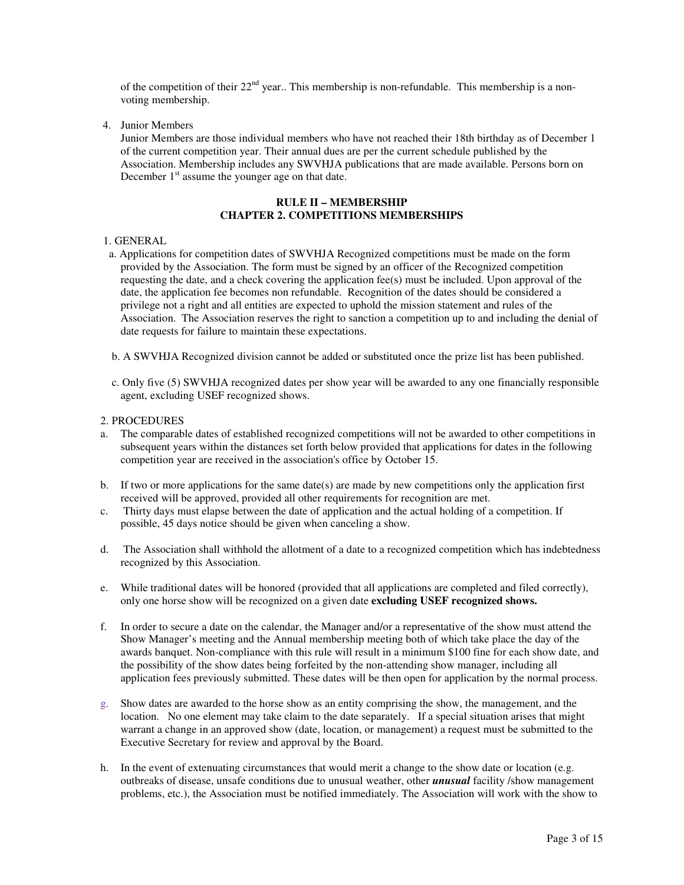of the competition of their 22nd year.. This membership is non-refundable. This membership is a non-voting membership.

4. Junior Members

   Junior Members are those individual members who have not reached their 18th birthday as of December 1 of the current competition year. Their annual dues are per the current schedule published by the Association. Membership includes any SWVHJA publications that are made available. Persons born on December 1st assume the younger age on that date.

## RULE II – MEMBERSHIP
## CHAPTER 2. COMPETITIONS MEMBERSHIPS

1. GENERAL

   a. Applications for competition dates of SWVHJA Recognized competitions must be made on the form provided by the Association. The form must be signed by an officer of the Recognized competition requesting the date, and a check covering the application fee(s) must be included. Upon approval of the date, the application fee becomes non refundable. Recognition of the dates should be considered a privilege not a right and all entities are expected to uphold the mission statement and rules of the Association. The Association reserves the right to sanction a competition up to and including the denial of date requests for failure to maintain these expectations.

   b. A SWVHJA Recognized division cannot be added or substituted once the prize list has been published.

   c. Only five (5) SWVHJA recognized dates per show year will be awarded to any one financially responsible agent, excluding USEF recognized shows.

2. PROCEDURES

a. The comparable dates of established recognized competitions will not be awarded to other competitions in subsequent years within the distances set forth below provided that applications for dates in the following competition year are received in the association's office by October 15.

b. If two or more applications for the same date(s) are made by new competitions only the application first received will be approved, provided all other requirements for recognition are met.

c. Thirty days must elapse between the date of application and the actual holding of a competition. If possible, 45 days notice should be given when canceling a show.

d. The Association shall withhold the allotment of a date to a recognized competition which has indebtedness recognized by this Association.

e. While traditional dates will be honored (provided that all applications are completed and filed correctly), only one horse show will be recognized on a given date **excluding USEF recognized shows.**

f. In order to secure a date on the calendar, the Manager and/or a representative of the show must attend the Show Manager's meeting and the Annual membership meeting both of which take place the day of the awards banquet. Non-compliance with this rule will result in a minimum $100 fine for each show date, and the possibility of the show dates being forfeited by the non-attending show manager, including all application fees previously submitted. These dates will be then open for application by the normal process.

g. Show dates are awarded to the horse show as an entity comprising the show, the management, and the location. No one element may take claim to the date separately. If a special situation arises that might warrant a change in an approved show (date, location, or management) a request must be submitted to the Executive Secretary for review and approval by the Board.

h. In the event of extenuating circumstances that would merit a change to the show date or location (e.g. outbreaks of disease, unsafe conditions due to unusual weather, other ***unusual*** facility /show management problems, etc.), the Association must be notified immediately. The Association will work with the show to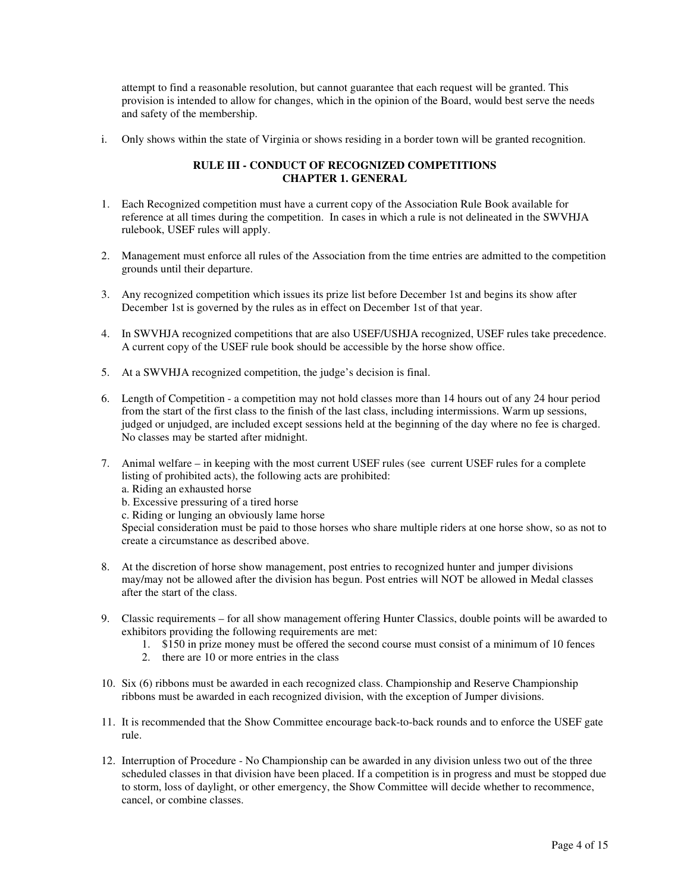attempt to find a reasonable resolution, but cannot guarantee that each request will be granted. This provision is intended to allow for changes, which in the opinion of the Board, would best serve the needs and safety of the membership.

i. Only shows within the state of Virginia or shows residing in a border town will be granted recognition.

## RULE III - CONDUCT OF RECOGNIZED COMPETITIONS
## CHAPTER 1. GENERAL

1. Each Recognized competition must have a current copy of the Association Rule Book available for reference at all times during the competition. In cases in which a rule is not delineated in the SWVHJA rulebook, USEF rules will apply.

2. Management must enforce all rules of the Association from the time entries are admitted to the competition grounds until their departure.

3. Any recognized competition which issues its prize list before December 1st and begins its show after December 1st is governed by the rules as in effect on December 1st of that year.

4. In SWVHJA recognized competitions that are also USEF/USHJA recognized, USEF rules take precedence. A current copy of the USEF rule book should be accessible by the horse show office.

5. At a SWVHJA recognized competition, the judge's decision is final.

6. Length of Competition - a competition may not hold classes more than 14 hours out of any 24 hour period from the start of the first class to the finish of the last class, including intermissions. Warm up sessions, judged or unjudged, are included except sessions held at the beginning of the day where no fee is charged. No classes may be started after midnight.

7. Animal welfare – in keeping with the most current USEF rules (see current USEF rules for a complete listing of prohibited acts), the following acts are prohibited:
   a. Riding an exhausted horse
   b. Excessive pressuring of a tired horse
   c. Riding or lunging an obviously lame horse
   Special consideration must be paid to those horses who share multiple riders at one horse show, so as not to create a circumstance as described above.

8. At the discretion of horse show management, post entries to recognized hunter and jumper divisions may/may not be allowed after the division has begun. Post entries will NOT be allowed in Medal classes after the start of the class.

9. Classic requirements – for all show management offering Hunter Classics, double points will be awarded to exhibitors providing the following requirements are met:
   1. $150 in prize money must be offered the second course must consist of a minimum of 10 fences
   2. there are 10 or more entries in the class

10. Six (6) ribbons must be awarded in each recognized class. Championship and Reserve Championship ribbons must be awarded in each recognized division, with the exception of Jumper divisions.

11. It is recommended that the Show Committee encourage back-to-back rounds and to enforce the USEF gate rule.

12. Interruption of Procedure - No Championship can be awarded in any division unless two out of the three scheduled classes in that division have been placed. If a competition is in progress and must be stopped due to storm, loss of daylight, or other emergency, the Show Committee will decide whether to recommence, cancel, or combine classes.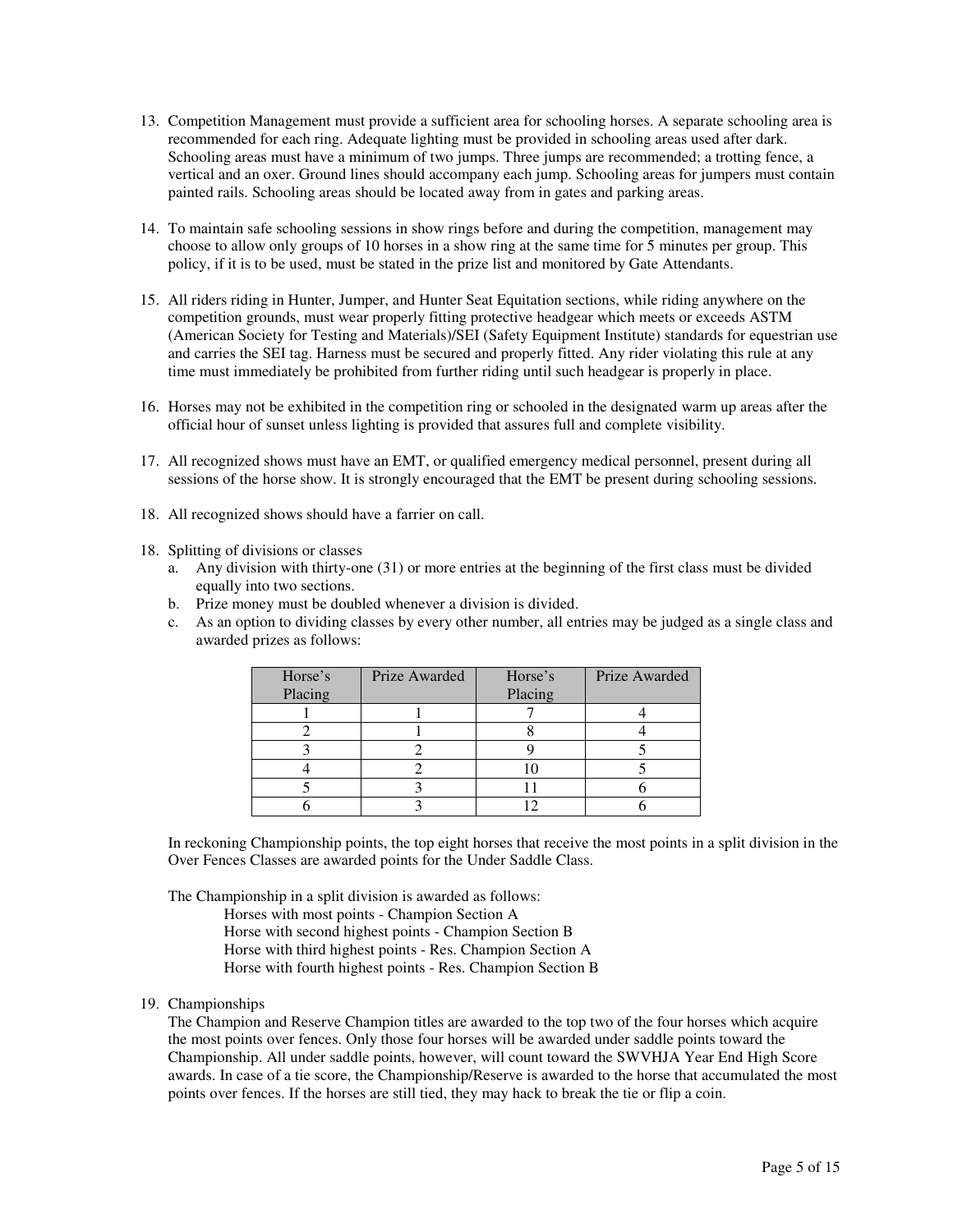13. Competition Management must provide a sufficient area for schooling horses. A separate schooling area is recommended for each ring. Adequate lighting must be provided in schooling areas used after dark. Schooling areas must have a minimum of two jumps. Three jumps are recommended; a trotting fence, a vertical and an oxer. Ground lines should accompany each jump. Schooling areas for jumpers must contain painted rails. Schooling areas should be located away from in gates and parking areas.

14. To maintain safe schooling sessions in show rings before and during the competition, management may choose to allow only groups of 10 horses in a show ring at the same time for 5 minutes per group. This policy, if it is to be used, must be stated in the prize list and monitored by Gate Attendants.

15. All riders riding in Hunter, Jumper, and Hunter Seat Equitation sections, while riding anywhere on the competition grounds, must wear properly fitting protective headgear which meets or exceeds ASTM (American Society for Testing and Materials)/SEI (Safety Equipment Institute) standards for equestrian use and carries the SEI tag. Harness must be secured and properly fitted. Any rider violating this rule at any time must immediately be prohibited from further riding until such headgear is properly in place.

16. Horses may not be exhibited in the competition ring or schooled in the designated warm up areas after the official hour of sunset unless lighting is provided that assures full and complete visibility.

17. All recognized shows must have an EMT, or qualified emergency medical personnel, present during all sessions of the horse show. It is strongly encouraged that the EMT be present during schooling sessions.

18. All recognized shows should have a farrier on call.

18. Splitting of divisions or classes
    a. Any division with thirty-one (31) or more entries at the beginning of the first class must be divided equally into two sections.
    b. Prize money must be doubled whenever a division is divided.
    c. As an option to dividing classes by every other number, all entries may be judged as a single class and awarded prizes as follows:

| Horse's Placing | Prize Awarded | Horse's Placing | Prize Awarded |
|---|---|---|---|
| 1 | 1 | 7 | 4 |
| 2 | 1 | 8 | 4 |
| 3 | 2 | 9 | 5 |
| 4 | 2 | 10 | 5 |
| 5 | 3 | 11 | 6 |
| 6 | 3 | 12 | 6 |

In reckoning Championship points, the top eight horses that receive the most points in a split division in the Over Fences Classes are awarded points for the Under Saddle Class.

The Championship in a split division is awarded as follows:

Horses with most points - Champion Section A
Horse with second highest points - Champion Section B
Horse with third highest points - Res. Champion Section A
Horse with fourth highest points - Res. Champion Section B

19. Championships

The Champion and Reserve Champion titles are awarded to the top two of the four horses which acquire the most points over fences. Only those four horses will be awarded under saddle points toward the Championship. All under saddle points, however, will count toward the SWVHJA Year End High Score awards. In case of a tie score, the Championship/Reserve is awarded to the horse that accumulated the most points over fences. If the horses are still tied, they may hack to break the tie or flip a coin.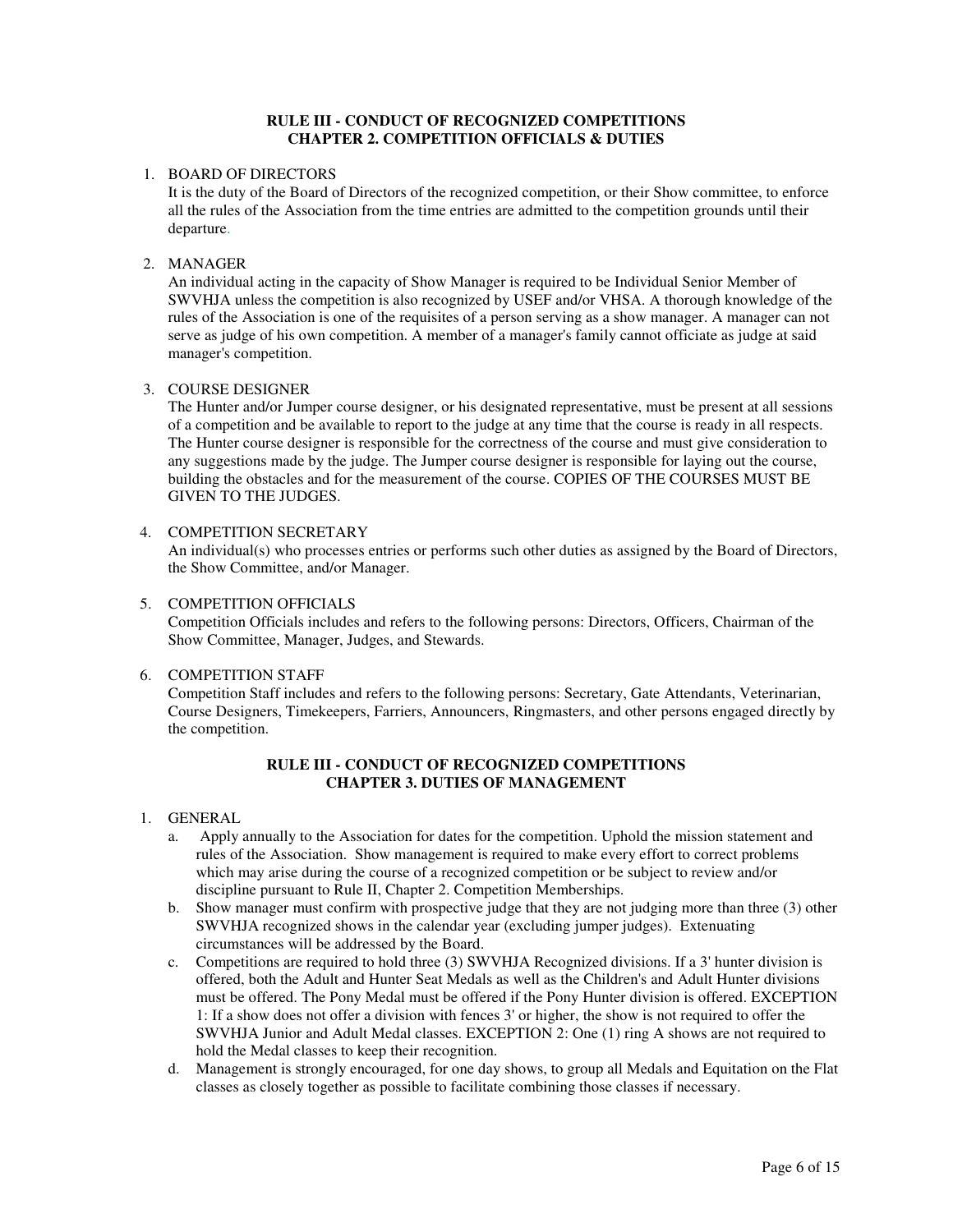## RULE III - CONDUCT OF RECOGNIZED COMPETITIONS
## CHAPTER 2. COMPETITION OFFICIALS & DUTIES

1. BOARD OF DIRECTORS
   It is the duty of the Board of Directors of the recognized competition, or their Show committee, to enforce all the rules of the Association from the time entries are admitted to the competition grounds until their departure.

2. MANAGER
   An individual acting in the capacity of Show Manager is required to be Individual Senior Member of SWVHJA unless the competition is also recognized by USEF and/or VHSA. A thorough knowledge of the rules of the Association is one of the requisites of a person serving as a show manager. A manager can not serve as judge of his own competition. A member of a manager's family cannot officiate as judge at said manager's competition.

3. COURSE DESIGNER
   The Hunter and/or Jumper course designer, or his designated representative, must be present at all sessions of a competition and be available to report to the judge at any time that the course is ready in all respects. The Hunter course designer is responsible for the correctness of the course and must give consideration to any suggestions made by the judge. The Jumper course designer is responsible for laying out the course, building the obstacles and for the measurement of the course. COPIES OF THE COURSES MUST BE GIVEN TO THE JUDGES.

4. COMPETITION SECRETARY
   An individual(s) who processes entries or performs such other duties as assigned by the Board of Directors, the Show Committee, and/or Manager.

5. COMPETITION OFFICIALS
   Competition Officials includes and refers to the following persons: Directors, Officers, Chairman of the Show Committee, Manager, Judges, and Stewards.

6. COMPETITION STAFF
   Competition Staff includes and refers to the following persons: Secretary, Gate Attendants, Veterinarian, Course Designers, Timekeepers, Farriers, Announcers, Ringmasters, and other persons engaged directly by the competition.

## RULE III - CONDUCT OF RECOGNIZED COMPETITIONS
## CHAPTER 3. DUTIES OF MANAGEMENT

1. GENERAL
   a. Apply annually to the Association for dates for the competition. Uphold the mission statement and rules of the Association. Show management is required to make every effort to correct problems which may arise during the course of a recognized competition or be subject to review and/or discipline pursuant to Rule II, Chapter 2. Competition Memberships.
   b. Show manager must confirm with prospective judge that they are not judging more than three (3) other SWVHJA recognized shows in the calendar year (excluding jumper judges). Extenuating circumstances will be addressed by the Board.
   c. Competitions are required to hold three (3) SWVHJA Recognized divisions. If a 3' hunter division is offered, both the Adult and Hunter Seat Medals as well as the Children's and Adult Hunter divisions must be offered. The Pony Medal must be offered if the Pony Hunter division is offered. EXCEPTION 1: If a show does not offer a division with fences 3' or higher, the show is not required to offer the SWVHJA Junior and Adult Medal classes. EXCEPTION 2: One (1) ring A shows are not required to hold the Medal classes to keep their recognition.
   d. Management is strongly encouraged, for one day shows, to group all Medals and Equitation on the Flat classes as closely together as possible to facilitate combining those classes if necessary.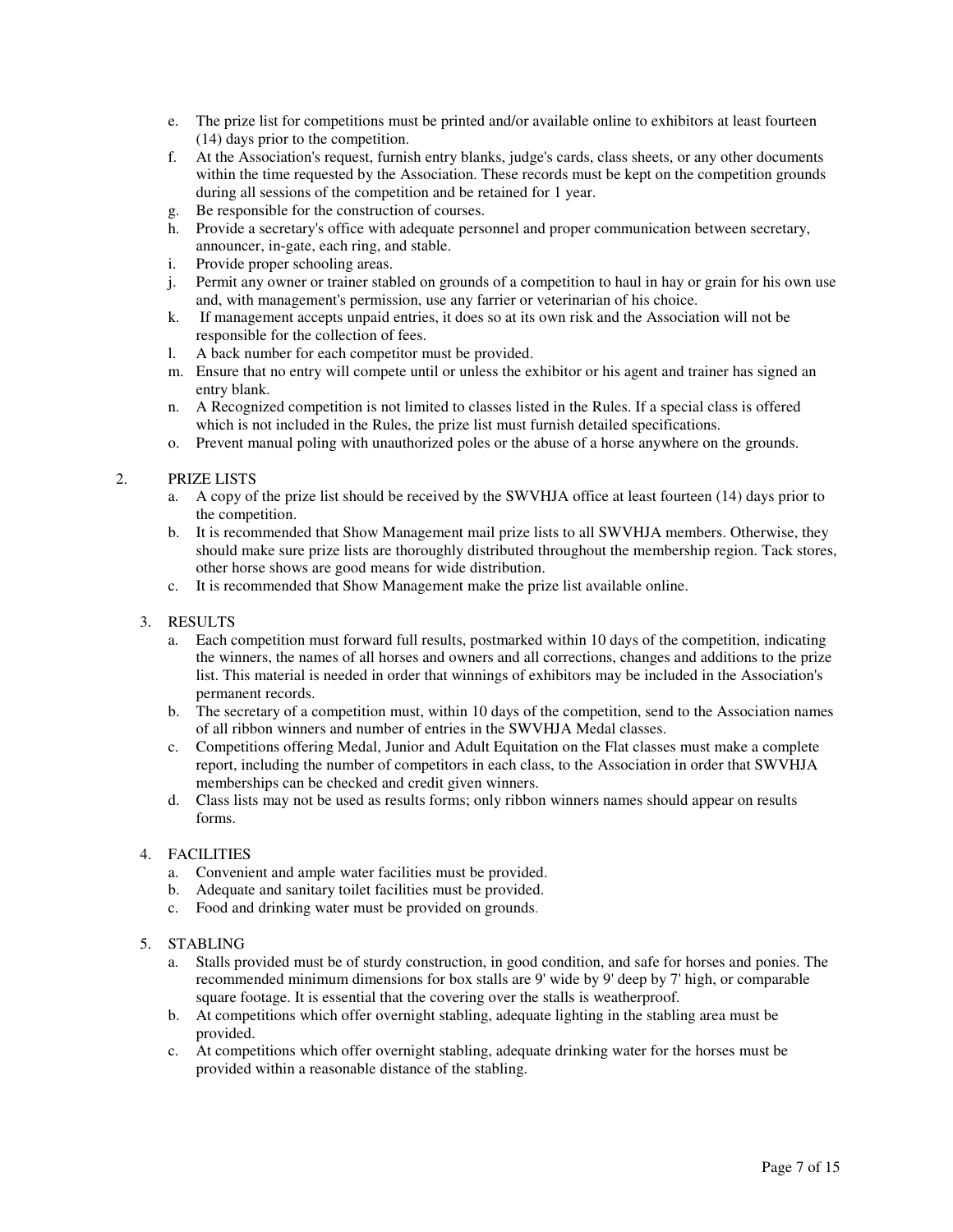e. The prize list for competitions must be printed and/or available online to exhibitors at least fourteen (14) days prior to the competition.
f. At the Association's request, furnish entry blanks, judge's cards, class sheets, or any other documents within the time requested by the Association. These records must be kept on the competition grounds during all sessions of the competition and be retained for 1 year.
g. Be responsible for the construction of courses.
h. Provide a secretary's office with adequate personnel and proper communication between secretary, announcer, in-gate, each ring, and stable.
i. Provide proper schooling areas.
j. Permit any owner or trainer stabled on grounds of a competition to haul in hay or grain for his own use and, with management's permission, use any farrier or veterinarian of his choice.
k. If management accepts unpaid entries, it does so at its own risk and the Association will not be responsible for the collection of fees.
l. A back number for each competitor must be provided.
m. Ensure that no entry will compete until or unless the exhibitor or his agent and trainer has signed an entry blank.
n. A Recognized competition is not limited to classes listed in the Rules. If a special class is offered which is not included in the Rules, the prize list must furnish detailed specifications.
o. Prevent manual poling with unauthorized poles or the abuse of a horse anywhere on the grounds.

2. PRIZE LISTS
   a. A copy of the prize list should be received by the SWVHJA office at least fourteen (14) days prior to the competition.
   b. It is recommended that Show Management mail prize lists to all SWVHJA members. Otherwise, they should make sure prize lists are thoroughly distributed throughout the membership region. Tack stores, other horse shows are good means for wide distribution.
   c. It is recommended that Show Management make the prize list available online.

3. RESULTS
   a. Each competition must forward full results, postmarked within 10 days of the competition, indicating the winners, the names of all horses and owners and all corrections, changes and additions to the prize list. This material is needed in order that winnings of exhibitors may be included in the Association's permanent records.
   b. The secretary of a competition must, within 10 days of the competition, send to the Association names of all ribbon winners and number of entries in the SWVHJA Medal classes.
   c. Competitions offering Medal, Junior and Adult Equitation on the Flat classes must make a complete report, including the number of competitors in each class, to the Association in order that SWVHJA memberships can be checked and credit given winners.
   d. Class lists may not be used as results forms; only ribbon winners names should appear on results forms.

4. FACILITIES
   a. Convenient and ample water facilities must be provided.
   b. Adequate and sanitary toilet facilities must be provided.
   c. Food and drinking water must be provided on grounds.

5. STABLING
   a. Stalls provided must be of sturdy construction, in good condition, and safe for horses and ponies. The recommended minimum dimensions for box stalls are 9' wide by 9' deep by 7' high, or comparable square footage. It is essential that the covering over the stalls is weatherproof.
   b. At competitions which offer overnight stabling, adequate lighting in the stabling area must be provided.
   c. At competitions which offer overnight stabling, adequate drinking water for the horses must be provided within a reasonable distance of the stabling.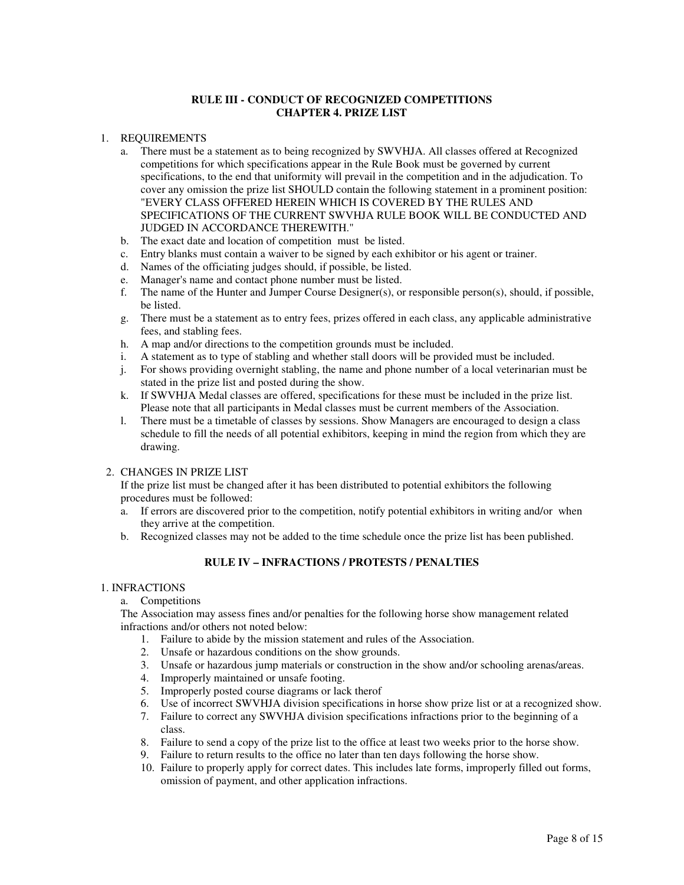## RULE III - CONDUCT OF RECOGNIZED COMPETITIONS
## CHAPTER 4. PRIZE LIST

1. REQUIREMENTS
   a. There must be a statement as to being recognized by SWVHJA. All classes offered at Recognized competitions for which specifications appear in the Rule Book must be governed by current specifications, to the end that uniformity will prevail in the competition and in the adjudication. To cover any omission the prize list SHOULD contain the following statement in a prominent position: "EVERY CLASS OFFERED HEREIN WHICH IS COVERED BY THE RULES AND SPECIFICATIONS OF THE CURRENT SWVHJA RULE BOOK WILL BE CONDUCTED AND JUDGED IN ACCORDANCE THEREWITH."
   b. The exact date and location of competition must be listed.
   c. Entry blanks must contain a waiver to be signed by each exhibitor or his agent or trainer.
   d. Names of the officiating judges should, if possible, be listed.
   e. Manager's name and contact phone number must be listed.
   f. The name of the Hunter and Jumper Course Designer(s), or responsible person(s), should, if possible, be listed.
   g. There must be a statement as to entry fees, prizes offered in each class, any applicable administrative fees, and stabling fees.
   h. A map and/or directions to the competition grounds must be included.
   i. A statement as to type of stabling and whether stall doors will be provided must be included.
   j. For shows providing overnight stabling, the name and phone number of a local veterinarian must be stated in the prize list and posted during the show.
   k. If SWVHJA Medal classes are offered, specifications for these must be included in the prize list. Please note that all participants in Medal classes must be current members of the Association.
   l. There must be a timetable of classes by sessions. Show Managers are encouraged to design a class schedule to fill the needs of all potential exhibitors, keeping in mind the region from which they are drawing.

2. CHANGES IN PRIZE LIST

   If the prize list must be changed after it has been distributed to potential exhibitors the following procedures must be followed:
   a. If errors are discovered prior to the competition, notify potential exhibitors in writing and/or when they arrive at the competition.
   b. Recognized classes may not be added to the time schedule once the prize list has been published.

## RULE IV – INFRACTIONS / PROTESTS / PENALTIES

1. INFRACTIONS
   a. Competitions

   The Association may assess fines and/or penalties for the following horse show management related infractions and/or others not noted below:
   1. Failure to abide by the mission statement and rules of the Association.
   2. Unsafe or hazardous conditions on the show grounds.
   3. Unsafe or hazardous jump materials or construction in the show and/or schooling arenas/areas.
   4. Improperly maintained or unsafe footing.
   5. Improperly posted course diagrams or lack therof
   6. Use of incorrect SWVHJA division specifications in horse show prize list or at a recognized show.
   7. Failure to correct any SWVHJA division specifications infractions prior to the beginning of a class.
   8. Failure to send a copy of the prize list to the office at least two weeks prior to the horse show.
   9. Failure to return results to the office no later than ten days following the horse show.
   10. Failure to properly apply for correct dates. This includes late forms, improperly filled out forms, omission of payment, and other application infractions.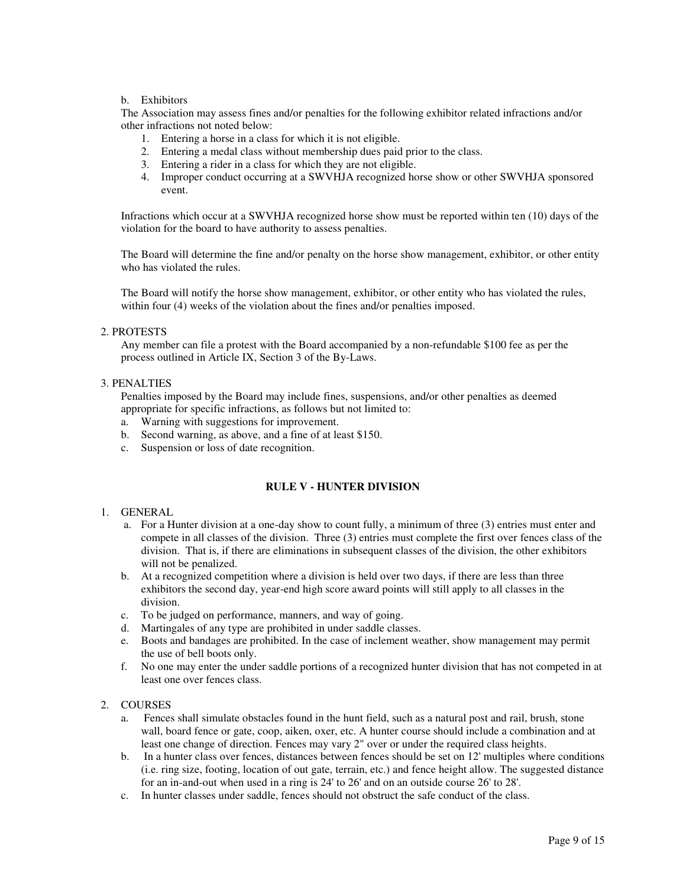b. Exhibitors

The Association may assess fines and/or penalties for the following exhibitor related infractions and/or other infractions not noted below:

1. Entering a horse in a class for which it is not eligible.
2. Entering a medal class without membership dues paid prior to the class.
3. Entering a rider in a class for which they are not eligible.
4. Improper conduct occurring at a SWVHJA recognized horse show or other SWVHJA sponsored event.

Infractions which occur at a SWVHJA recognized horse show must be reported within ten (10) days of the violation for the board to have authority to assess penalties.

The Board will determine the fine and/or penalty on the horse show management, exhibitor, or other entity who has violated the rules.

The Board will notify the horse show management, exhibitor, or other entity who has violated the rules, within four (4) weeks of the violation about the fines and/or penalties imposed.

2. PROTESTS

Any member can file a protest with the Board accompanied by a non-refundable $100 fee as per the process outlined in Article IX, Section 3 of the By-Laws.

3. PENALTIES

Penalties imposed by the Board may include fines, suspensions, and/or other penalties as deemed appropriate for specific infractions, as follows but not limited to:

a. Warning with suggestions for improvement.
b. Second warning, as above, and a fine of at least $150.
c. Suspension or loss of date recognition.

## RULE V - HUNTER DIVISION

1. GENERAL
   a. For a Hunter division at a one-day show to count fully, a minimum of three (3) entries must enter and compete in all classes of the division. Three (3) entries must complete the first over fences class of the division. That is, if there are eliminations in subsequent classes of the division, the other exhibitors will not be penalized.
   b. At a recognized competition where a division is held over two days, if there are less than three exhibitors the second day, year-end high score award points will still apply to all classes in the division.
   c. To be judged on performance, manners, and way of going.
   d. Martingales of any type are prohibited in under saddle classes.
   e. Boots and bandages are prohibited. In the case of inclement weather, show management may permit the use of bell boots only.
   f. No one may enter the under saddle portions of a recognized hunter division that has not competed in at least one over fences class.

2. COURSES
   a. Fences shall simulate obstacles found in the hunt field, such as a natural post and rail, brush, stone wall, board fence or gate, coop, aiken, oxer, etc. A hunter course should include a combination and at least one change of direction. Fences may vary 2" over or under the required class heights.
   b. In a hunter class over fences, distances between fences should be set on 12' multiples where conditions (i.e. ring size, footing, location of out gate, terrain, etc.) and fence height allow. The suggested distance for an in-and-out when used in a ring is 24' to 26' and on an outside course 26' to 28'.
   c. In hunter classes under saddle, fences should not obstruct the safe conduct of the class.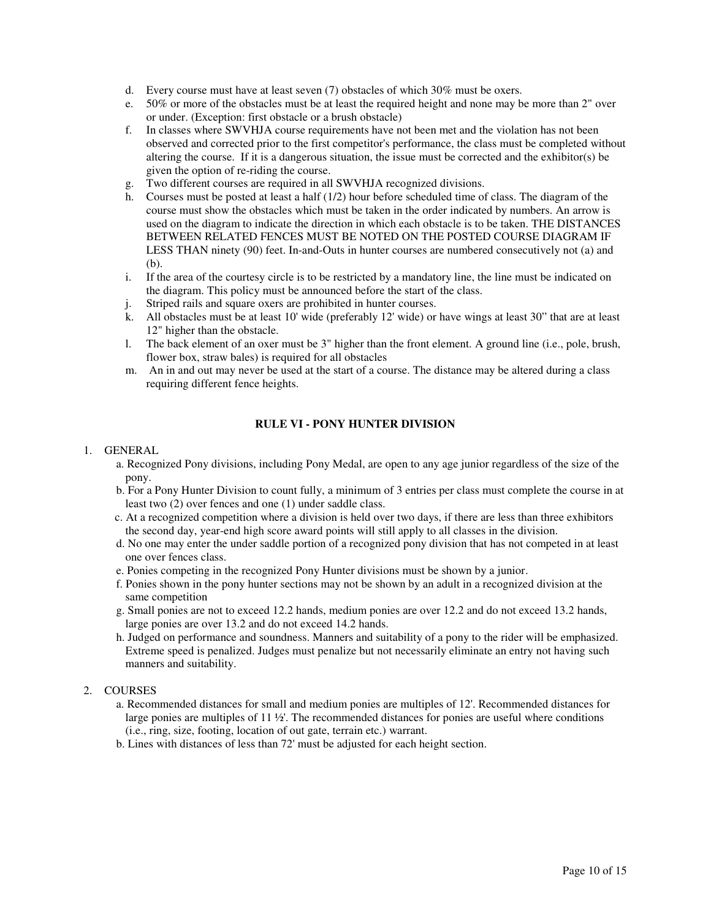d. Every course must have at least seven (7) obstacles of which 30% must be oxers.
e. 50% or more of the obstacles must be at least the required height and none may be more than 2" over or under. (Exception: first obstacle or a brush obstacle)
f. In classes where SWVHJA course requirements have not been met and the violation has not been observed and corrected prior to the first competitor's performance, the class must be completed without altering the course. If it is a dangerous situation, the issue must be corrected and the exhibitor(s) be given the option of re-riding the course.
g. Two different courses are required in all SWVHJA recognized divisions.
h. Courses must be posted at least a half (1/2) hour before scheduled time of class. The diagram of the course must show the obstacles which must be taken in the order indicated by numbers. An arrow is used on the diagram to indicate the direction in which each obstacle is to be taken. THE DISTANCES BETWEEN RELATED FENCES MUST BE NOTED ON THE POSTED COURSE DIAGRAM IF LESS THAN ninety (90) feet. In-and-Outs in hunter courses are numbered consecutively not (a) and (b).
i. If the area of the courtesy circle is to be restricted by a mandatory line, the line must be indicated on the diagram. This policy must be announced before the start of the class.
j. Striped rails and square oxers are prohibited in hunter courses.
k. All obstacles must be at least 10' wide (preferably 12' wide) or have wings at least 30" that are at least 12" higher than the obstacle.
l. The back element of an oxer must be 3" higher than the front element. A ground line (i.e., pole, brush, flower box, straw bales) is required for all obstacles
m. An in and out may never be used at the start of a course. The distance may be altered during a class requiring different fence heights.

## RULE VI - PONY HUNTER DIVISION

1. GENERAL
   a. Recognized Pony divisions, including Pony Medal, are open to any age junior regardless of the size of the pony.
   b. For a Pony Hunter Division to count fully, a minimum of 3 entries per class must complete the course in at least two (2) over fences and one (1) under saddle class.
   c. At a recognized competition where a division is held over two days, if there are less than three exhibitors the second day, year-end high score award points will still apply to all classes in the division.
   d. No one may enter the under saddle portion of a recognized pony division that has not competed in at least one over fences class.
   e. Ponies competing in the recognized Pony Hunter divisions must be shown by a junior.
   f. Ponies shown in the pony hunter sections may not be shown by an adult in a recognized division at the same competition
   g. Small ponies are not to exceed 12.2 hands, medium ponies are over 12.2 and do not exceed 13.2 hands, large ponies are over 13.2 and do not exceed 14.2 hands.
   h. Judged on performance and soundness. Manners and suitability of a pony to the rider will be emphasized. Extreme speed is penalized. Judges must penalize but not necessarily eliminate an entry not having such manners and suitability.

2. COURSES
   a. Recommended distances for small and medium ponies are multiples of 12'. Recommended distances for large ponies are multiples of 11 ½'. The recommended distances for ponies are useful where conditions (i.e., ring, size, footing, location of out gate, terrain etc.) warrant.
   b. Lines with distances of less than 72' must be adjusted for each height section.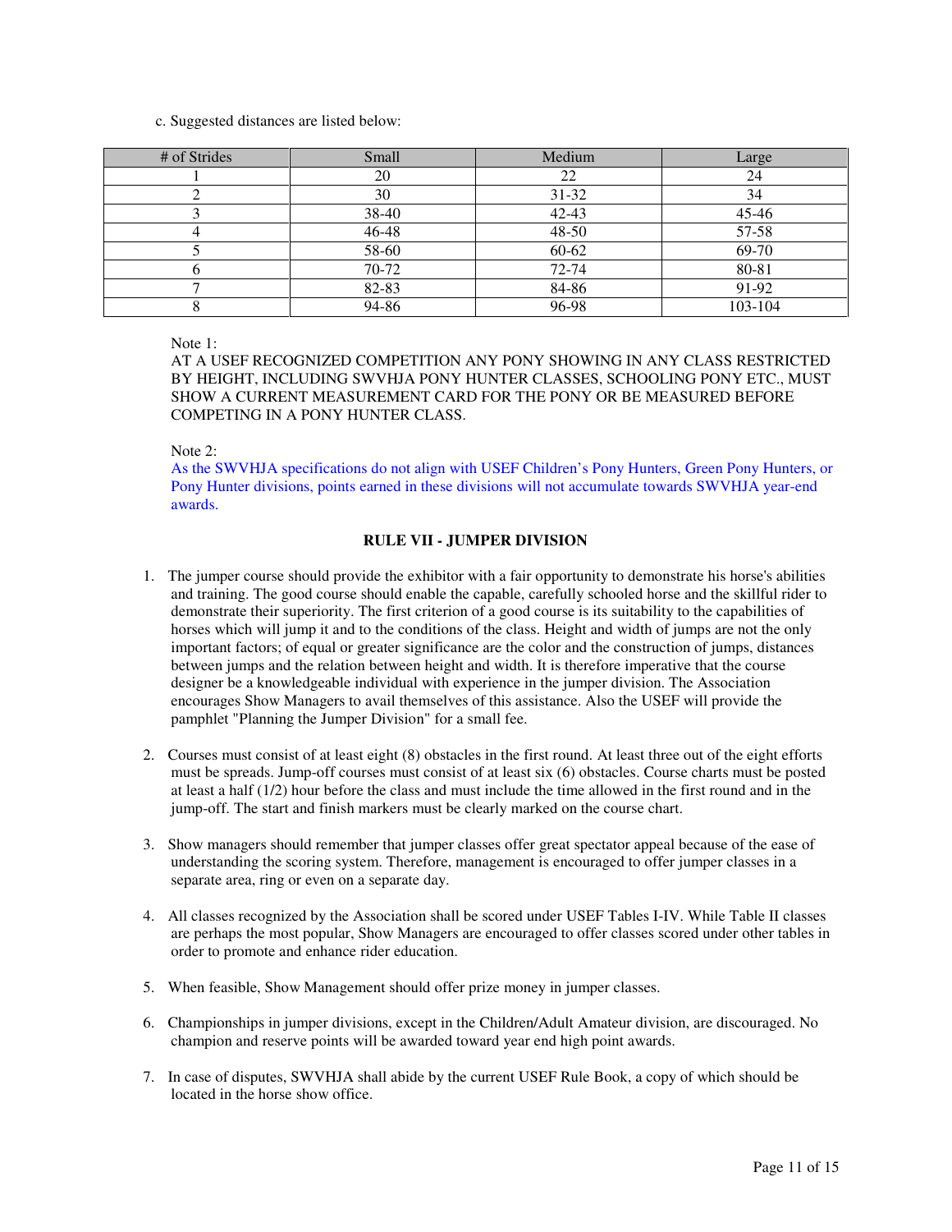c. Suggested distances are listed below:

| # of Strides | Small | Medium | Large |
|---|---|---|---|
| 1 | 20 | 22 | 24 |
| 2 | 30 | 31-32 | 34 |
| 3 | 38-40 | 42-43 | 45-46 |
| 4 | 46-48 | 48-50 | 57-58 |
| 5 | 58-60 | 60-62 | 69-70 |
| 6 | 70-72 | 72-74 | 80-81 |
| 7 | 82-83 | 84-86 | 91-92 |
| 8 | 94-86 | 96-98 | 103-104 |

Note 1:
AT A USEF RECOGNIZED COMPETITION ANY PONY SHOWING IN ANY CLASS RESTRICTED BY HEIGHT, INCLUDING SWVHJA PONY HUNTER CLASSES, SCHOOLING PONY ETC., MUST SHOW A CURRENT MEASUREMENT CARD FOR THE PONY OR BE MEASURED BEFORE COMPETING IN A PONY HUNTER CLASS.

Note 2:
As the SWVHJA specifications do not align with USEF Children's Pony Hunters, Green Pony Hunters, or Pony Hunter divisions, points earned in these divisions will not accumulate towards SWVHJA year-end awards.

## RULE VII - JUMPER DIVISION

1. The jumper course should provide the exhibitor with a fair opportunity to demonstrate his horse's abilities and training. The good course should enable the capable, carefully schooled horse and the skillful rider to demonstrate their superiority. The first criterion of a good course is its suitability to the capabilities of horses which will jump it and to the conditions of the class. Height and width of jumps are not the only important factors; of equal or greater significance are the color and the construction of jumps, distances between jumps and the relation between height and width. It is therefore imperative that the course designer be a knowledgeable individual with experience in the jumper division. The Association encourages Show Managers to avail themselves of this assistance. Also the USEF will provide the pamphlet "Planning the Jumper Division" for a small fee.

2. Courses must consist of at least eight (8) obstacles in the first round. At least three out of the eight efforts must be spreads. Jump-off courses must consist of at least six (6) obstacles. Course charts must be posted at least a half (1/2) hour before the class and must include the time allowed in the first round and in the jump-off. The start and finish markers must be clearly marked on the course chart.

3. Show managers should remember that jumper classes offer great spectator appeal because of the ease of understanding the scoring system. Therefore, management is encouraged to offer jumper classes in a separate area, ring or even on a separate day.

4. All classes recognized by the Association shall be scored under USEF Tables I-IV. While Table II classes are perhaps the most popular, Show Managers are encouraged to offer classes scored under other tables in order to promote and enhance rider education.

5. When feasible, Show Management should offer prize money in jumper classes.

6. Championships in jumper divisions, except in the Children/Adult Amateur division, are discouraged. No champion and reserve points will be awarded toward year end high point awards.

7. In case of disputes, SWVHJA shall abide by the current USEF Rule Book, a copy of which should be located in the horse show office.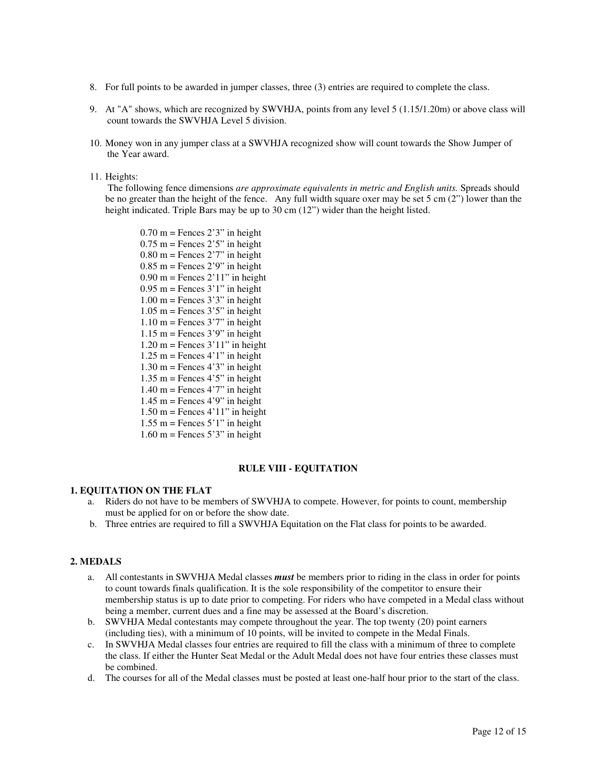8. For full points to be awarded in jumper classes, three (3) entries are required to complete the class.

9. At "A" shows, which are recognized by SWVHJA, points from any level 5 (1.15/1.20m) or above class will count towards the SWVHJA Level 5 division.

10. Money won in any jumper class at a SWVHJA recognized show will count towards the Show Jumper of the Year award.

11. Heights:
    The following fence dimensions *are approximate equivalents in metric and English units.* Spreads should be no greater than the height of the fence. Any full width square oxer may be set 5 cm (2") lower than the height indicated. Triple Bars may be up to 30 cm (12") wider than the height listed.

    0.70 m = Fences 2'3" in height
    0.75 m = Fences 2'5" in height
    0.80 m = Fences 2'7" in height
    0.85 m = Fences 2'9" in height
    0.90 m = Fences 2'11" in height
    0.95 m = Fences 3'1" in height
    1.00 m = Fences 3'3" in height
    1.05 m = Fences 3'5" in height
    1.10 m = Fences 3'7" in height
    1.15 m = Fences 3'9" in height
    1.20 m = Fences 3'11" in height
    1.25 m = Fences 4'1" in height
    1.30 m = Fences 4'3" in height
    1.35 m = Fences 4'5" in height
    1.40 m = Fences 4'7" in height
    1.45 m = Fences 4'9" in height
    1.50 m = Fences 4'11" in height
    1.55 m = Fences 5'1" in height
    1.60 m = Fences 5'3" in height

## RULE VIII - EQUITATION

### 1. EQUITATION ON THE FLAT

a. Riders do not have to be members of SWVHJA to compete. However, for points to count, membership must be applied for on or before the show date.
b. Three entries are required to fill a SWVHJA Equitation on the Flat class for points to be awarded.

### 2. MEDALS

a. All contestants in SWVHJA Medal classes ***must*** be members prior to riding in the class in order for points to count towards finals qualification. It is the sole responsibility of the competitor to ensure their membership status is up to date prior to competing. For riders who have competed in a Medal class without being a member, current dues and a fine may be assessed at the Board's discretion.
b. SWVHJA Medal contestants may compete throughout the year. The top twenty (20) point earners (including ties), with a minimum of 10 points, will be invited to compete in the Medal Finals.
c. In SWVHJA Medal classes four entries are required to fill the class with a minimum of three to complete the class. If either the Hunter Seat Medal or the Adult Medal does not have four entries these classes must be combined.
d. The courses for all of the Medal classes must be posted at least one-half hour prior to the start of the class.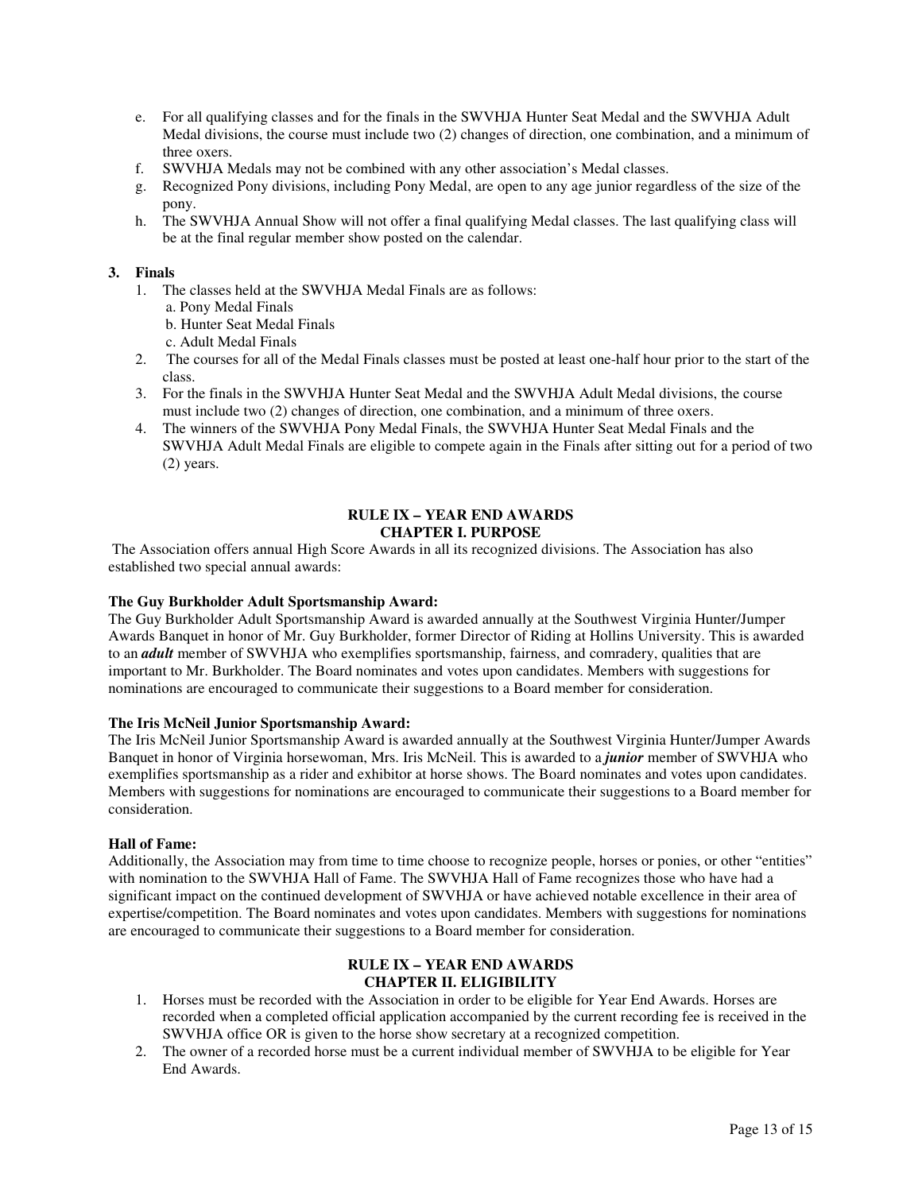e. For all qualifying classes and for the finals in the SWVHJA Hunter Seat Medal and the SWVHJA Adult Medal divisions, the course must include two (2) changes of direction, one combination, and a minimum of three oxers.
f. SWVHJA Medals may not be combined with any other association's Medal classes.
g. Recognized Pony divisions, including Pony Medal, are open to any age junior regardless of the size of the pony.
h. The SWVHJA Annual Show will not offer a final qualifying Medal classes. The last qualifying class will be at the final regular member show posted on the calendar.

**3. Finals**

1. The classes held at the SWVHJA Medal Finals are as follows:
   a. Pony Medal Finals
   b. Hunter Seat Medal Finals
   c. Adult Medal Finals
2. The courses for all of the Medal Finals classes must be posted at least one-half hour prior to the start of the class.
3. For the finals in the SWVHJA Hunter Seat Medal and the SWVHJA Adult Medal divisions, the course must include two (2) changes of direction, one combination, and a minimum of three oxers.
4. The winners of the SWVHJA Pony Medal Finals, the SWVHJA Hunter Seat Medal Finals and the SWVHJA Adult Medal Finals are eligible to compete again in the Finals after sitting out for a period of two (2) years.

## RULE IX – YEAR END AWARDS
## CHAPTER I. PURPOSE

The Association offers annual High Score Awards in all its recognized divisions. The Association has also established two special annual awards:

**The Guy Burkholder Adult Sportsmanship Award:**
The Guy Burkholder Adult Sportsmanship Award is awarded annually at the Southwest Virginia Hunter/Jumper Awards Banquet in honor of Mr. Guy Burkholder, former Director of Riding at Hollins University. This is awarded to an ***adult*** member of SWVHJA who exemplifies sportsmanship, fairness, and comradery, qualities that are important to Mr. Burkholder. The Board nominates and votes upon candidates. Members with suggestions for nominations are encouraged to communicate their suggestions to a Board member for consideration.

**The Iris McNeil Junior Sportsmanship Award:**
The Iris McNeil Junior Sportsmanship Award is awarded annually at the Southwest Virginia Hunter/Jumper Awards Banquet in honor of Virginia horsewoman, Mrs. Iris McNeil. This is awarded to a ***junior*** member of SWVHJA who exemplifies sportsmanship as a rider and exhibitor at horse shows. The Board nominates and votes upon candidates. Members with suggestions for nominations are encouraged to communicate their suggestions to a Board member for consideration.

**Hall of Fame:**
Additionally, the Association may from time to time choose to recognize people, horses or ponies, or other "entities" with nomination to the SWVHJA Hall of Fame. The SWVHJA Hall of Fame recognizes those who have had a significant impact on the continued development of SWVHJA or have achieved notable excellence in their area of expertise/competition. The Board nominates and votes upon candidates. Members with suggestions for nominations are encouraged to communicate their suggestions to a Board member for consideration.

## RULE IX – YEAR END AWARDS
## CHAPTER II. ELIGIBILITY

1. Horses must be recorded with the Association in order to be eligible for Year End Awards. Horses are recorded when a completed official application accompanied by the current recording fee is received in the SWVHJA office OR is given to the horse show secretary at a recognized competition.
2. The owner of a recorded horse must be a current individual member of SWVHJA to be eligible for Year End Awards.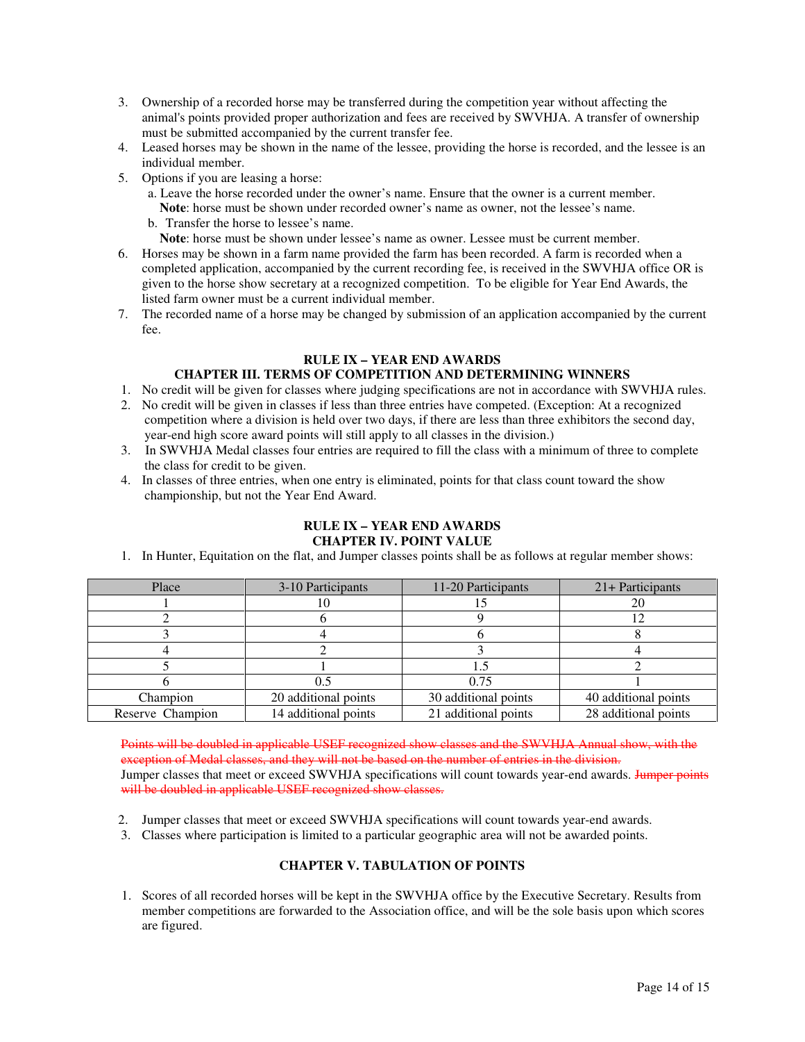3. Ownership of a recorded horse may be transferred during the competition year without affecting the animal's points provided proper authorization and fees are received by SWVHJA. A transfer of ownership must be submitted accompanied by the current transfer fee.
4. Leased horses may be shown in the name of the lessee, providing the horse is recorded, and the lessee is an individual member.
5. Options if you are leasing a horse:
   a. Leave the horse recorded under the owner's name. Ensure that the owner is a current member. **Note**: horse must be shown under recorded owner's name as owner, not the lessee's name.
   b. Transfer the horse to lessee's name. **Note**: horse must be shown under lessee's name as owner. Lessee must be current member.
6. Horses may be shown in a farm name provided the farm has been recorded. A farm is recorded when a completed application, accompanied by the current recording fee, is received in the SWVHJA office OR is given to the horse show secretary at a recognized competition. To be eligible for Year End Awards, the listed farm owner must be a current individual member.
7. The recorded name of a horse may be changed by submission of an application accompanied by the current fee.

## RULE IX – YEAR END AWARDS
## CHAPTER III. TERMS OF COMPETITION AND DETERMINING WINNERS

1. No credit will be given for classes where judging specifications are not in accordance with SWVHJA rules.
2. No credit will be given in classes if less than three entries have competed. (Exception: At a recognized competition where a division is held over two days, if there are less than three exhibitors the second day, year-end high score award points will still apply to all classes in the division.)
3. In SWVHJA Medal classes four entries are required to fill the class with a minimum of three to complete the class for credit to be given.
4. In classes of three entries, when one entry is eliminated, points for that class count toward the show championship, but not the Year End Award.

## RULE IX – YEAR END AWARDS
## CHAPTER IV. POINT VALUE

1. In Hunter, Equitation on the flat, and Jumper classes points shall be as follows at regular member shows:

| Place | 3-10 Participants | 11-20 Participants | 21+ Participants |
|---|---|---|---|
| 1 | 10 | 15 | 20 |
| 2 | 6 | 9 | 12 |
| 3 | 4 | 6 | 8 |
| 4 | 2 | 3 | 4 |
| 5 | 1 | 1.5 | 2 |
| 6 | 0.5 | 0.75 | 1 |
| Champion | 20 additional points | 30 additional points | 40 additional points |
| Reserve Champion | 14 additional points | 21 additional points | 28 additional points |

~~Points will be doubled in applicable USEF recognized show classes and the SWVHJA Annual show, with the exception of Medal classes, and they will not be based on the number of entries in the division.~~
Jumper classes that meet or exceed SWVHJA specifications will count towards year-end awards. ~~Jumper points will be doubled in applicable USEF recognized show classes.~~

2. Jumper classes that meet or exceed SWVHJA specifications will count towards year-end awards.
3. Classes where participation is limited to a particular geographic area will not be awarded points.

## CHAPTER V. TABULATION OF POINTS

1. Scores of all recorded horses will be kept in the SWVHJA office by the Executive Secretary. Results from member competitions are forwarded to the Association office, and will be the sole basis upon which scores are figured.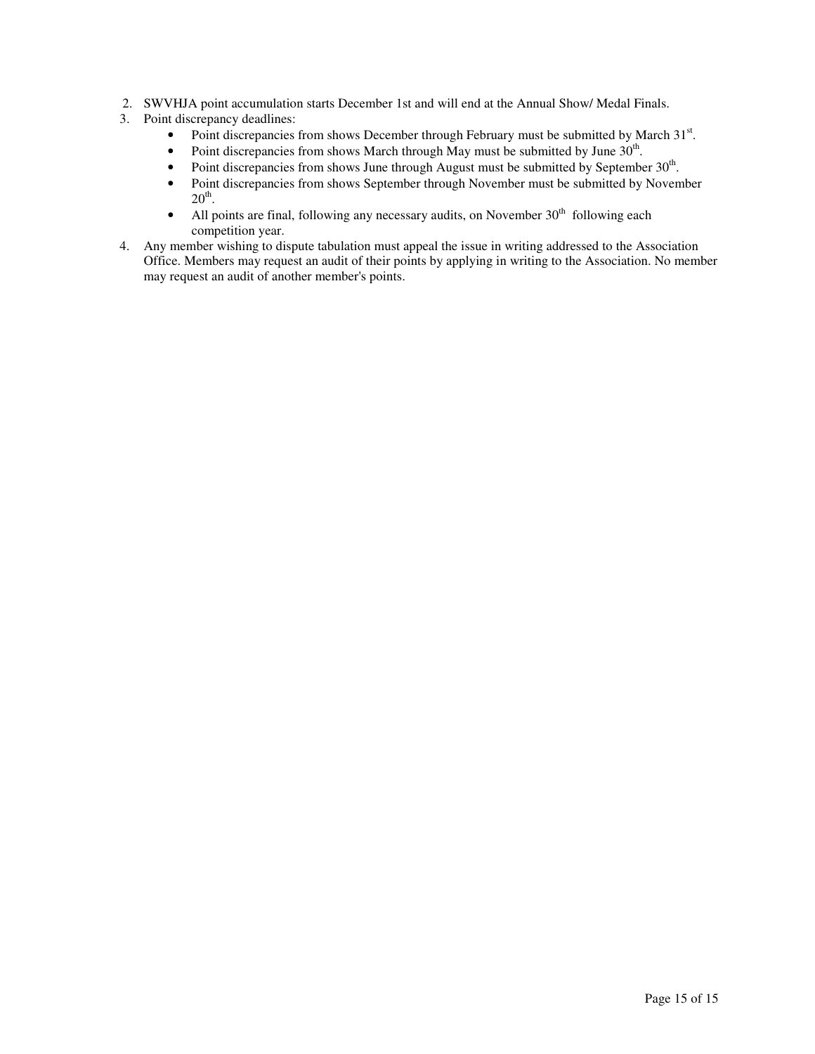2. SWVHJA point accumulation starts December 1st and will end at the Annual Show/ Medal Finals.
3. Point discrepancy deadlines:
   - Point discrepancies from shows December through February must be submitted by March 31st.
   - Point discrepancies from shows March through May must be submitted by June 30th.
   - Point discrepancies from shows June through August must be submitted by September 30th.
   - Point discrepancies from shows September through November must be submitted by November 20th.
   - All points are final, following any necessary audits, on November 30th following each competition year.
4. Any member wishing to dispute tabulation must appeal the issue in writing addressed to the Association Office. Members may request an audit of their points by applying in writing to the Association. No member may request an audit of another member's points.